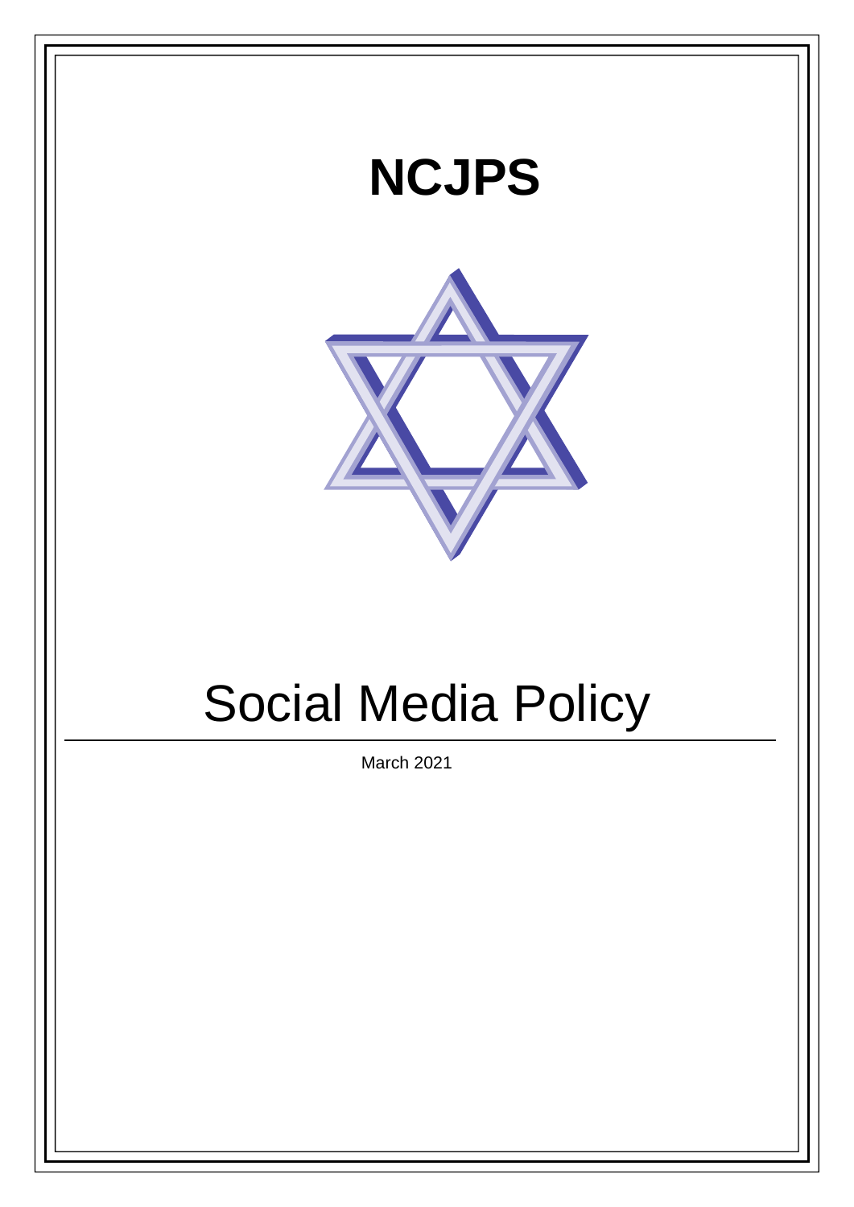# NCJPS

# Social Media Policy

March 2021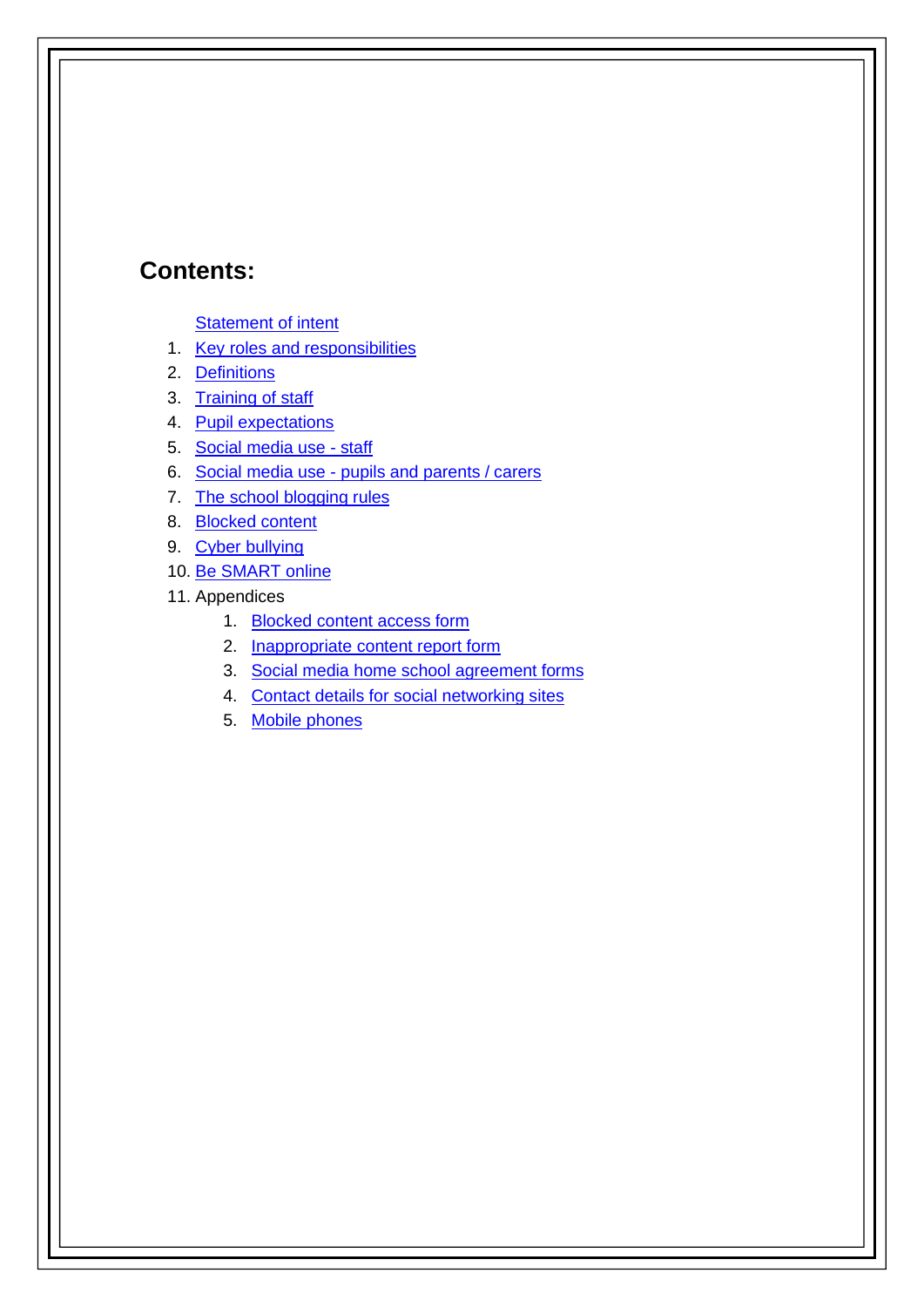## Contents:

Statement of intent

1. Key roles and responsibilities
2. Definitions
3. Training of staff
4. Pupil expectations
5. Social media use - staff
6. Social media use - pupils and parents / carers
7. The school blogging rules
8. Blocked content
9. Cyber bullying
10. Be SMART online
11. Appendices
    1. Blocked content access form
    2. Inappropriate content report form
    3. Social media home school agreement forms
    4. Contact details for social networking sites
    5. Mobile phones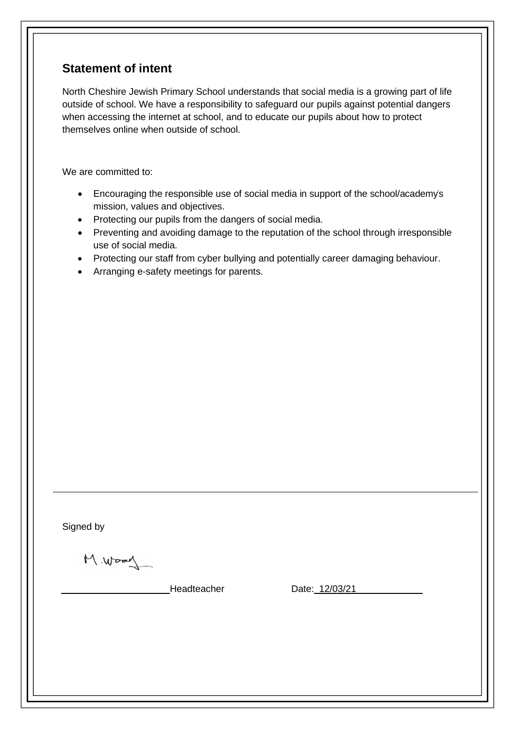## Statement of intent

North Cheshire Jewish Primary School understands that social media is a growing part of life outside of school. We have a responsibility to safeguard our pupils against potential dangers when accessing the internet at school, and to educate our pupils about how to protect themselves online when outside of school.

We are committed to:

- Encouraging the responsible use of social media in support of the school/academy's mission, values and objectives.
- Protecting our pupils from the dangers of social media.
- Preventing and avoiding damage to the reputation of the school through irresponsible use of social media.
- Protecting our staff from cyber bullying and potentially career damaging behaviour.
- Arranging e-safety meetings for parents.

---

Signed by

M.Wood

Headteacher Date: 12/03/21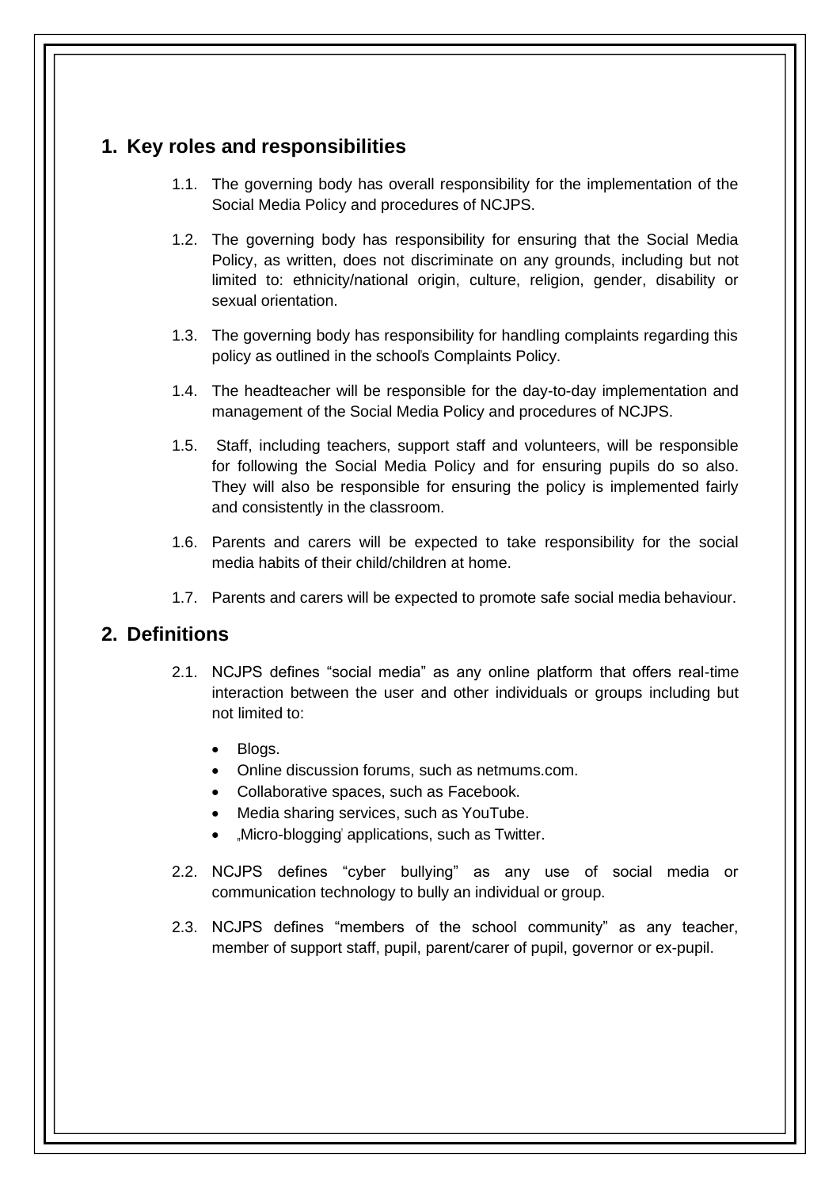## 1. Key roles and responsibilities

1.1. The governing body has overall responsibility for the implementation of the Social Media Policy and procedures of NCJPS.

1.2. The governing body has responsibility for ensuring that the Social Media Policy, as written, does not discriminate on any grounds, including but not limited to: ethnicity/national origin, culture, religion, gender, disability or sexual orientation.

1.3. The governing body has responsibility for handling complaints regarding this policy as outlined in the school's Complaints Policy.

1.4. The headteacher will be responsible for the day-to-day implementation and management of the Social Media Policy and procedures of NCJPS.

1.5. Staff, including teachers, support staff and volunteers, will be responsible for following the Social Media Policy and for ensuring pupils do so also. They will also be responsible for ensuring the policy is implemented fairly and consistently in the classroom.

1.6. Parents and carers will be expected to take responsibility for the social media habits of their child/children at home.

1.7. Parents and carers will be expected to promote safe social media behaviour.

## 2. Definitions

2.1. NCJPS defines "social media" as any online platform that offers real-time interaction between the user and other individuals or groups including but not limited to:

- Blogs.
- Online discussion forums, such as netmums.com.
- Collaborative spaces, such as Facebook.
- Media sharing services, such as YouTube.
- „Micro-blogging' applications, such as Twitter.

2.2. NCJPS defines "cyber bullying" as any use of social media or communication technology to bully an individual or group.

2.3. NCJPS defines "members of the school community" as any teacher, member of support staff, pupil, parent/carer of pupil, governor or ex-pupil.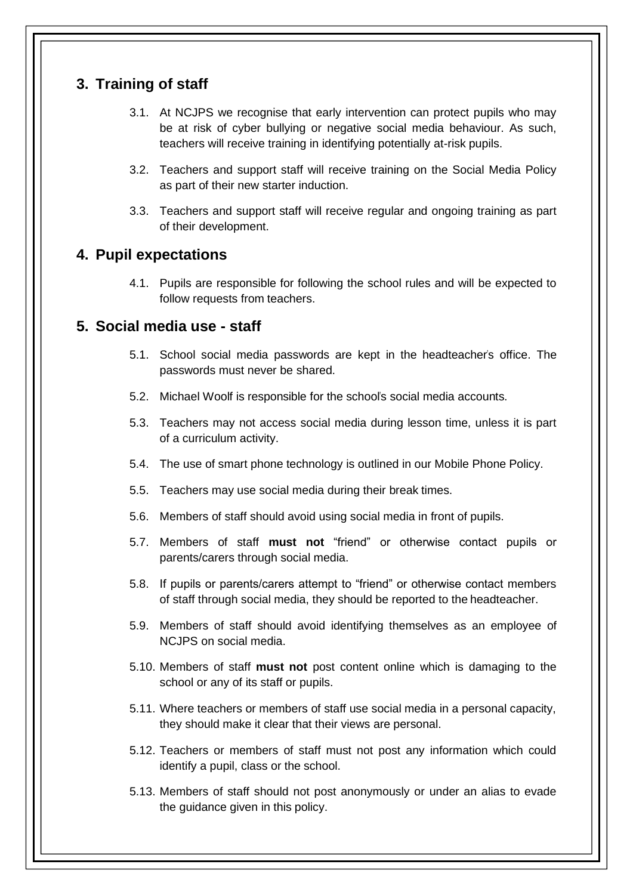## 3. Training of staff

3.1. At NCJPS we recognise that early intervention can protect pupils who may be at risk of cyber bullying or negative social media behaviour. As such, teachers will receive training in identifying potentially at-risk pupils.

3.2. Teachers and support staff will receive training on the Social Media Policy as part of their new starter induction.

3.3. Teachers and support staff will receive regular and ongoing training as part of their development.

## 4. Pupil expectations

4.1. Pupils are responsible for following the school rules and will be expected to follow requests from teachers.

## 5. Social media use - staff

5.1. School social media passwords are kept in the headteacher's office. The passwords must never be shared.

5.2. Michael Woolf is responsible for the school's social media accounts.

5.3. Teachers may not access social media during lesson time, unless it is part of a curriculum activity.

5.4. The use of smart phone technology is outlined in our Mobile Phone Policy.

5.5. Teachers may use social media during their break times.

5.6. Members of staff should avoid using social media in front of pupils.

5.7. Members of staff **must not** "friend" or otherwise contact pupils or parents/carers through social media.

5.8. If pupils or parents/carers attempt to "friend" or otherwise contact members of staff through social media, they should be reported to the headteacher.

5.9. Members of staff should avoid identifying themselves as an employee of NCJPS on social media.

5.10. Members of staff **must not** post content online which is damaging to the school or any of its staff or pupils.

5.11. Where teachers or members of staff use social media in a personal capacity, they should make it clear that their views are personal.

5.12. Teachers or members of staff must not post any information which could identify a pupil, class or the school.

5.13. Members of staff should not post anonymously or under an alias to evade the guidance given in this policy.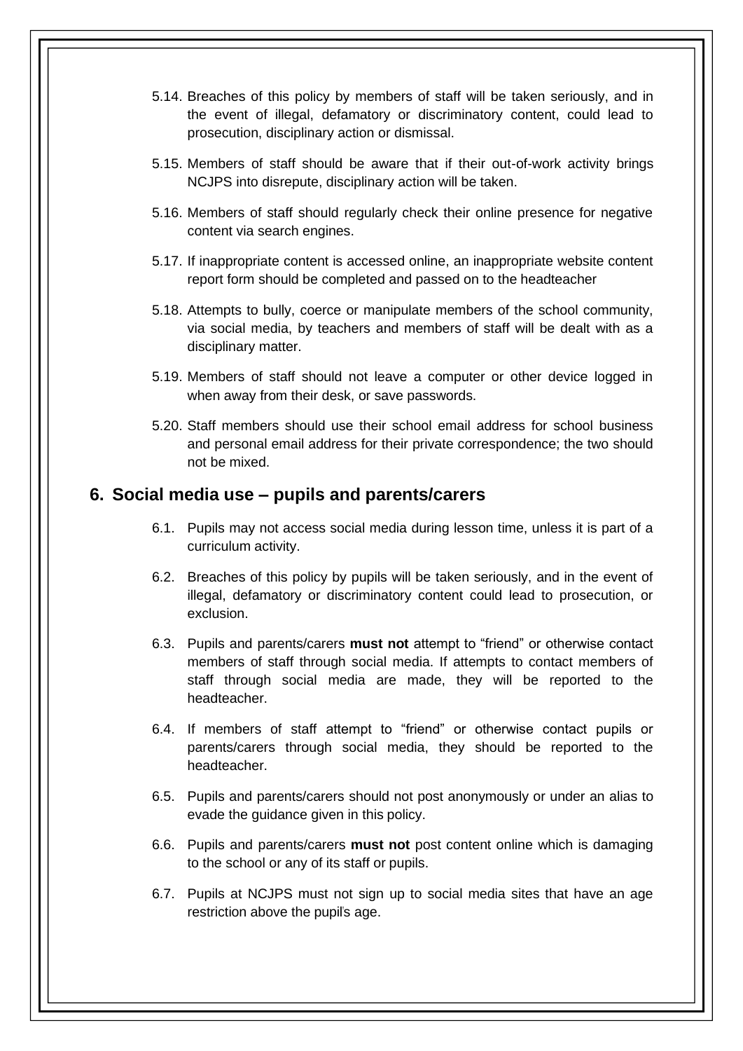5.14. Breaches of this policy by members of staff will be taken seriously, and in the event of illegal, defamatory or discriminatory content, could lead to prosecution, disciplinary action or dismissal.

5.15. Members of staff should be aware that if their out-of-work activity brings NCJPS into disrepute, disciplinary action will be taken.

5.16. Members of staff should regularly check their online presence for negative content via search engines.

5.17. If inappropriate content is accessed online, an inappropriate website content report form should be completed and passed on to the headteacher

5.18. Attempts to bully, coerce or manipulate members of the school community, via social media, by teachers and members of staff will be dealt with as a disciplinary matter.

5.19. Members of staff should not leave a computer or other device logged in when away from their desk, or save passwords.

5.20. Staff members should use their school email address for school business and personal email address for their private correspondence; the two should not be mixed.

## 6. Social media use – pupils and parents/carers

6.1. Pupils may not access social media during lesson time, unless it is part of a curriculum activity.

6.2. Breaches of this policy by pupils will be taken seriously, and in the event of illegal, defamatory or discriminatory content could lead to prosecution, or exclusion.

6.3. Pupils and parents/carers **must not** attempt to "friend" or otherwise contact members of staff through social media. If attempts to contact members of staff through social media are made, they will be reported to the headteacher.

6.4. If members of staff attempt to "friend" or otherwise contact pupils or parents/carers through social media, they should be reported to the headteacher.

6.5. Pupils and parents/carers should not post anonymously or under an alias to evade the guidance given in this policy.

6.6. Pupils and parents/carers **must not** post content online which is damaging to the school or any of its staff or pupils.

6.7. Pupils at NCJPS must not sign up to social media sites that have an age restriction above the pupil's age.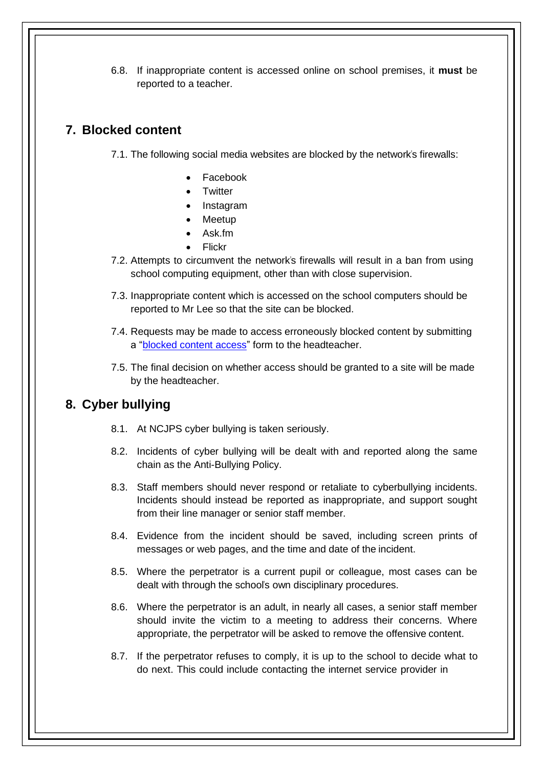6.8. If inappropriate content is accessed online on school premises, it **must** be reported to a teacher.

## 7. Blocked content

7.1. The following social media websites are blocked by the network's firewalls:

- Facebook
- Twitter
- Instagram
- Meetup
- Ask.fm
- Flickr

7.2. Attempts to circumvent the network's firewalls will result in a ban from using school computing equipment, other than with close supervision.

7.3. Inappropriate content which is accessed on the school computers should be reported to Mr Lee so that the site can be blocked.

7.4. Requests may be made to access erroneously blocked content by submitting a "blocked content access" form to the headteacher.

7.5. The final decision on whether access should be granted to a site will be made by the headteacher.

## 8. Cyber bullying

8.1. At NCJPS cyber bullying is taken seriously.

8.2. Incidents of cyber bullying will be dealt with and reported along the same chain as the Anti-Bullying Policy.

8.3. Staff members should never respond or retaliate to cyberbullying incidents. Incidents should instead be reported as inappropriate, and support sought from their line manager or senior staff member.

8.4. Evidence from the incident should be saved, including screen prints of messages or web pages, and the time and date of the incident.

8.5. Where the perpetrator is a current pupil or colleague, most cases can be dealt with through the school's own disciplinary procedures.

8.6. Where the perpetrator is an adult, in nearly all cases, a senior staff member should invite the victim to a meeting to address their concerns. Where appropriate, the perpetrator will be asked to remove the offensive content.

8.7. If the perpetrator refuses to comply, it is up to the school to decide what to do next. This could include contacting the internet service provider in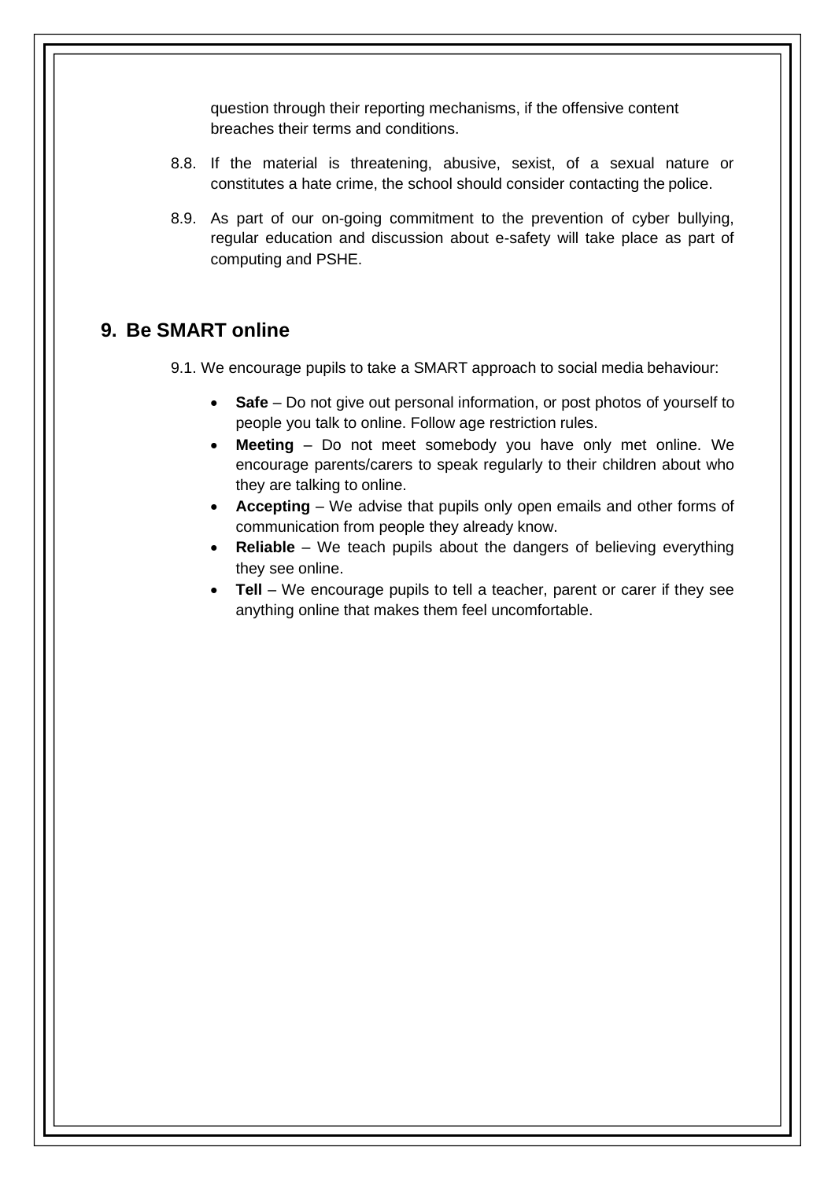question through their reporting mechanisms, if the offensive content breaches their terms and conditions.

8.8. If the material is threatening, abusive, sexist, of a sexual nature or constitutes a hate crime, the school should consider contacting the police.

8.9. As part of our on-going commitment to the prevention of cyber bullying, regular education and discussion about e-safety will take place as part of computing and PSHE.

## 9. Be SMART online

9.1. We encourage pupils to take a SMART approach to social media behaviour:

- **Safe** – Do not give out personal information, or post photos of yourself to people you talk to online. Follow age restriction rules.
- **Meeting** – Do not meet somebody you have only met online. We encourage parents/carers to speak regularly to their children about who they are talking to online.
- **Accepting** – We advise that pupils only open emails and other forms of communication from people they already know.
- **Reliable** – We teach pupils about the dangers of believing everything they see online.
- **Tell** – We encourage pupils to tell a teacher, parent or carer if they see anything online that makes them feel uncomfortable.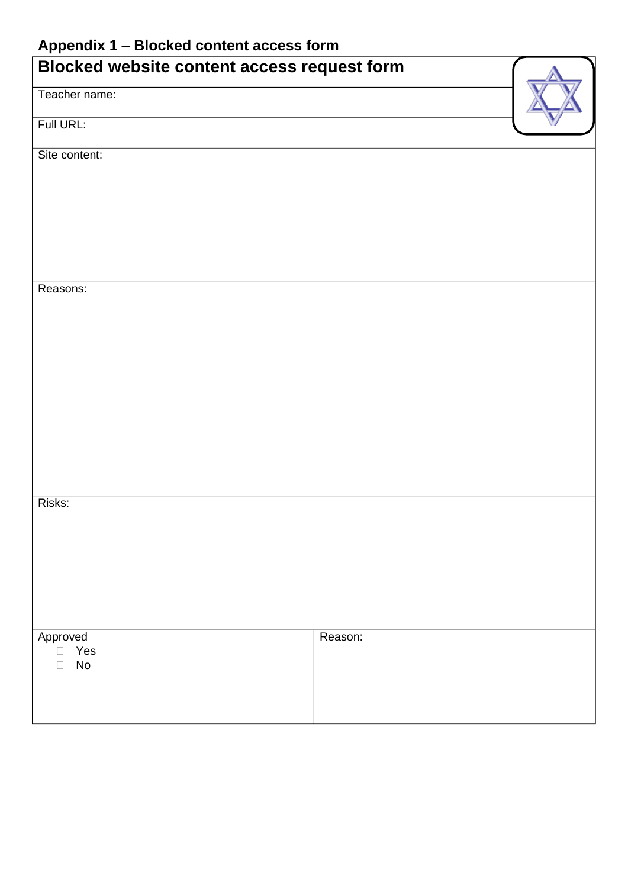## Appendix 1 – Blocked content access form

| **Blocked website content access request form** | |
|---|---|
| Teacher name: | |
| Full URL: | |
| Site content: | |
| Reasons: | |
| Risks: | |
| Approved<br>☐ Yes<br>☐ No | Reason: |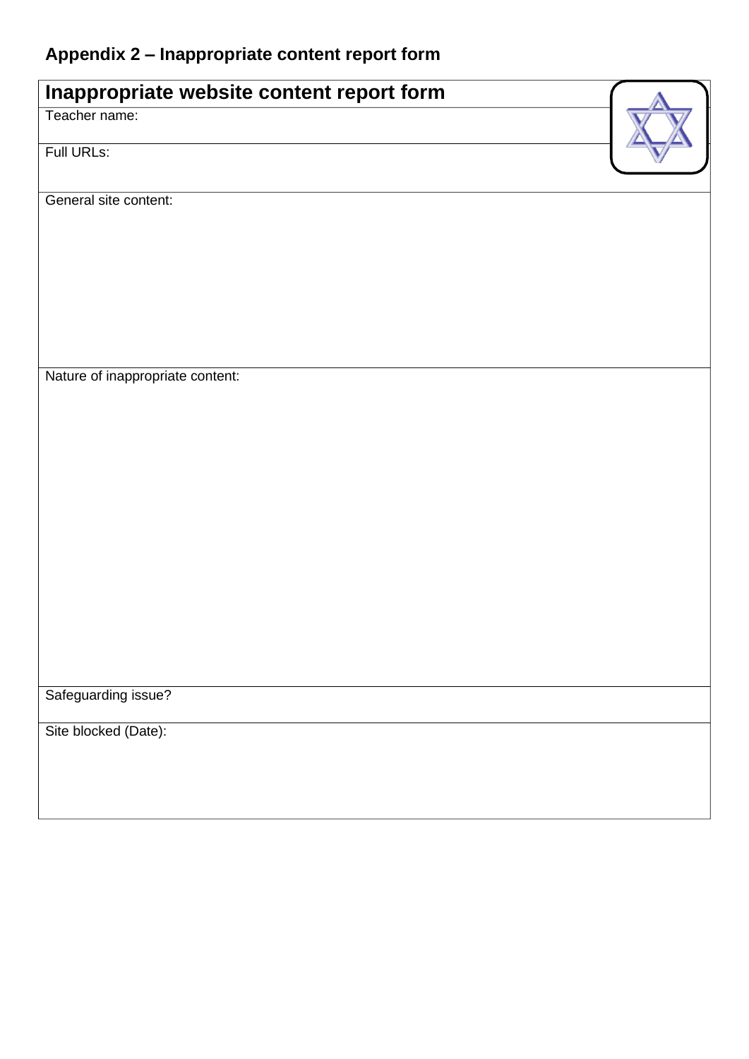## Appendix 2 – Inappropriate content report form

| Inappropriate website content report form |
|---|
| Teacher name: |
| Full URLs: |
| General site content: |
| Nature of inappropriate content: |
| Safeguarding issue? |
| Site blocked (Date): |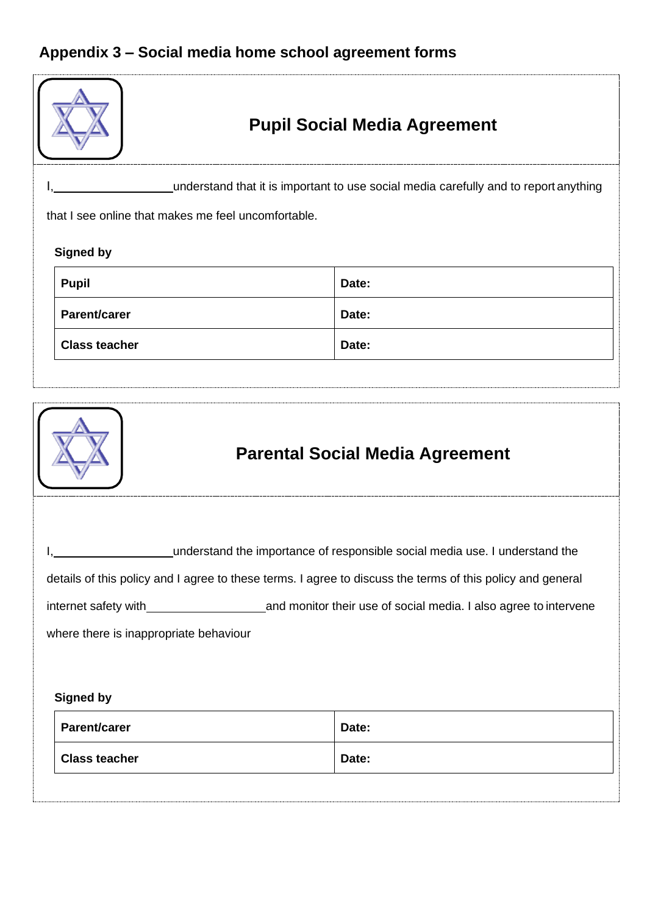## Appendix 3 – Social media home school agreement forms

### Pupil Social Media Agreement

I, \_\_\_\_\_\_\_\_\_\_\_\_\_\_\_\_\_\_\_\_ understand that it is important to use social media carefully and to report anything that I see online that makes me feel uncomfortable.

**Signed by**

| **Pupil** | **Date:** |
|---|---|
| **Parent/carer** | **Date:** |
| **Class teacher** | **Date:** |

### Parental Social Media Agreement

I, \_\_\_\_\_\_\_\_\_\_\_\_\_\_\_\_\_\_\_\_ understand the importance of responsible social media use. I understand the details of this policy and I agree to these terms. I agree to discuss the terms of this policy and general internet safety with \_\_\_\_\_\_\_\_\_\_\_\_\_\_\_\_\_\_\_\_ and monitor their use of social media. I also agree to intervene where there is inappropriate behaviour

**Signed by**

| **Parent/carer** | **Date:** |
|---|---|
| **Class teacher** | **Date:** |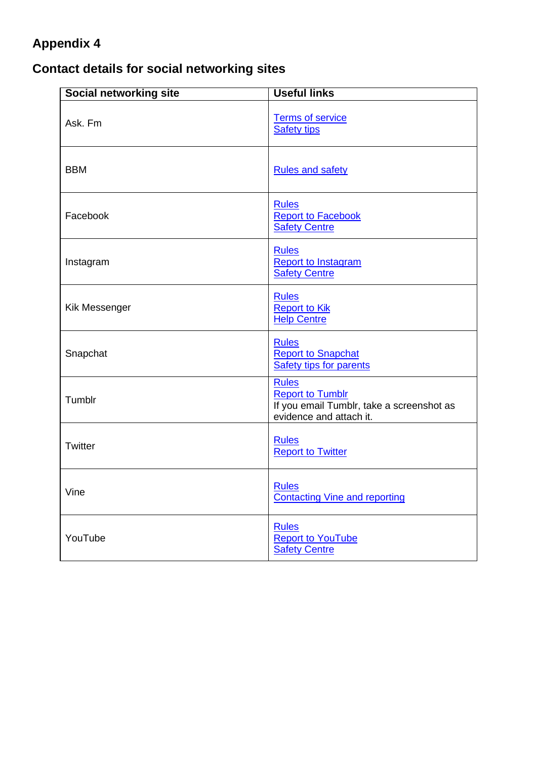## Appendix 4

## Contact details for social networking sites

| Social networking site | Useful links |
|---|---|
| Ask. Fm | Terms of service<br>Safety tips |
| BBM | Rules and safety |
| Facebook | Rules<br>Report to Facebook<br>Safety Centre |
| Instagram | Rules<br>Report to Instagram<br>Safety Centre |
| Kik Messenger | Rules<br>Report to Kik<br>Help Centre |
| Snapchat | Rules<br>Report to Snapchat<br>Safety tips for parents |
| Tumblr | Rules<br>Report to Tumblr<br>If you email Tumblr, take a screenshot as evidence and attach it. |
| Twitter | Rules<br>Report to Twitter |
| Vine | Rules<br>Contacting Vine and reporting |
| YouTube | Rules<br>Report to YouTube<br>Safety Centre |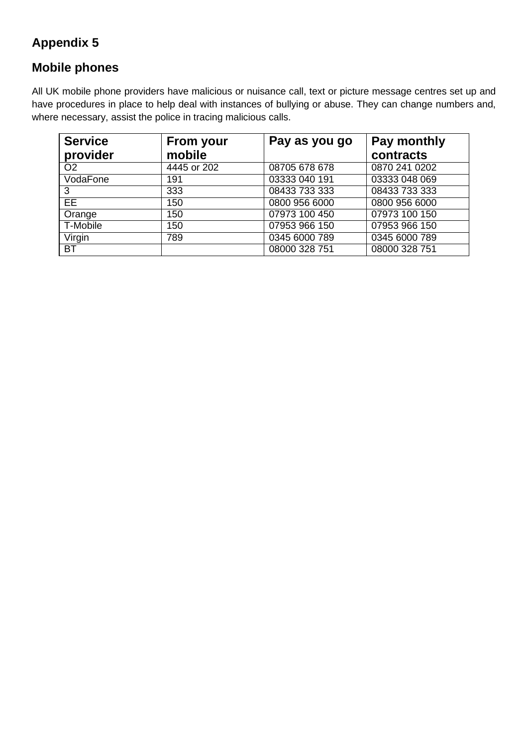## Appendix 5

## Mobile phones

All UK mobile phone providers have malicious or nuisance call, text or picture message centres set up and have procedures in place to help deal with instances of bullying or abuse. They can change numbers and, where necessary, assist the police in tracing malicious calls.

| Service provider | From your mobile | Pay as you go | Pay monthly contracts |
|---|---|---|---|
| O2 | 4445 or 202 | 08705 678 678 | 0870 241 0202 |
| VodaFone | 191 | 03333 040 191 | 03333 048 069 |
| 3 | 333 | 08433 733 333 | 08433 733 333 |
| EE | 150 | 0800 956 6000 | 0800 956 6000 |
| Orange | 150 | 07973 100 450 | 07973 100 150 |
| T-Mobile | 150 | 07953 966 150 | 07953 966 150 |
| Virgin | 789 | 0345 6000 789 | 0345 6000 789 |
| BT | | 08000 328 751 | 08000 328 751 |